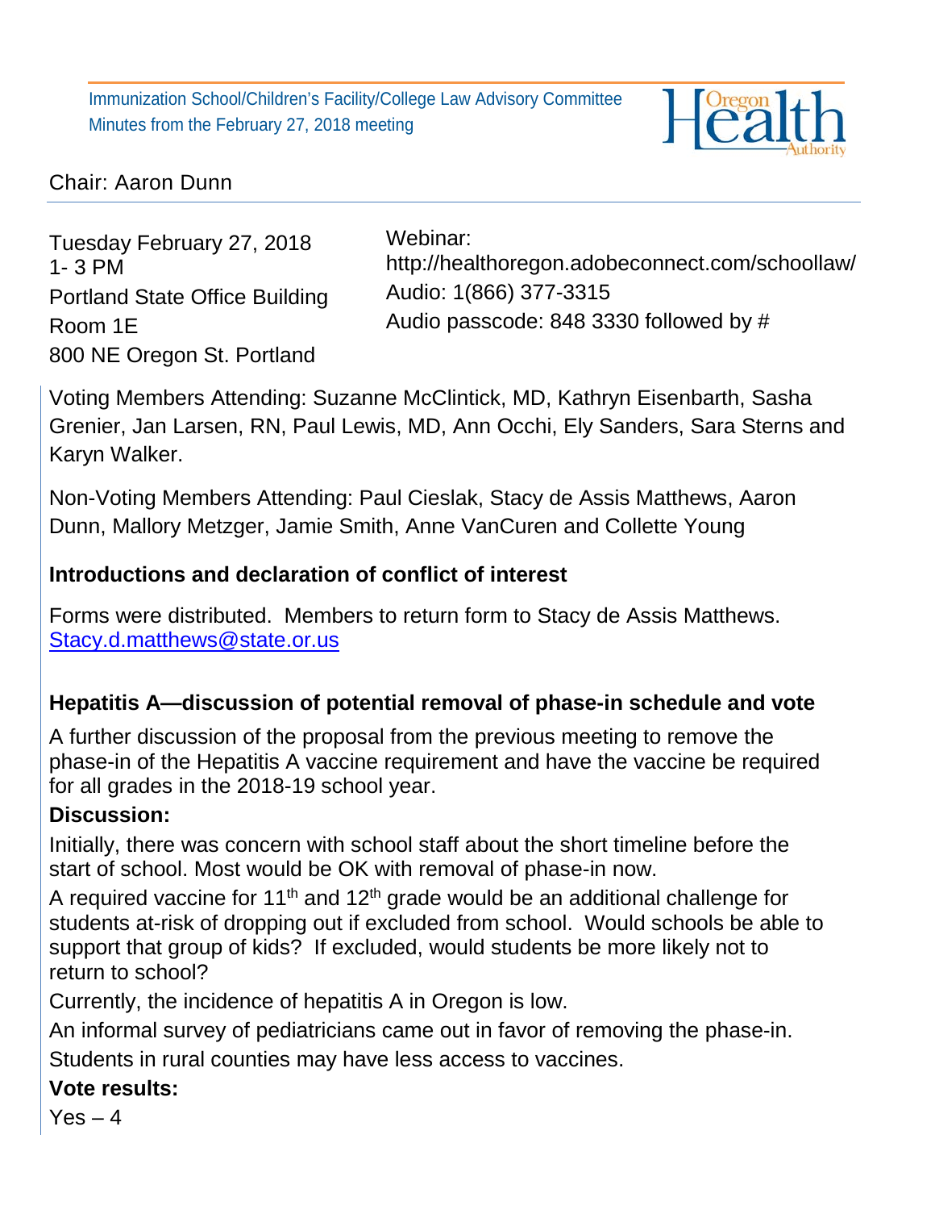Immunization School/Children's Facility/College Law Advisory Committee
Minutes from the February 27, 2018 meeting

Chair: Aaron Dunn

Tuesday February 27, 2018
1- 3 PM
Portland State Office Building
Room 1E
800 NE Oregon St. Portland

Webinar:
http://healthoregon.adobeconnect.com/schoollaw/
Audio: 1(866) 377-3315
Audio passcode: 848 3330 followed by #

Voting Members Attending: Suzanne McClintick, MD, Kathryn Eisenbarth, Sasha Grenier, Jan Larsen, RN, Paul Lewis, MD, Ann Occhi, Ely Sanders, Sara Sterns and Karyn Walker.

Non-Voting Members Attending: Paul Cieslak, Stacy de Assis Matthews, Aaron Dunn, Mallory Metzger, Jamie Smith, Anne VanCuren and Collette Young

**Introductions and declaration of conflict of interest**

Forms were distributed. Members to return form to Stacy de Assis Matthews. [Stacy.d.matthews@state.or.us](mailto:Stacy.d.matthews@state.or.us)

**Hepatitis A—discussion of potential removal of phase-in schedule and vote**

A further discussion of the proposal from the previous meeting to remove the phase-in of the Hepatitis A vaccine requirement and have the vaccine be required for all grades in the 2018-19 school year.

**Discussion:**

Initially, there was concern with school staff about the short timeline before the start of school. Most would be OK with removal of phase-in now.

A required vaccine for 11th and 12th grade would be an additional challenge for students at-risk of dropping out if excluded from school. Would schools be able to support that group of kids? If excluded, would students be more likely not to return to school?

Currently, the incidence of hepatitis A in Oregon is low.

An informal survey of pediatricians came out in favor of removing the phase-in.

Students in rural counties may have less access to vaccines.

**Vote results:**

Yes – 4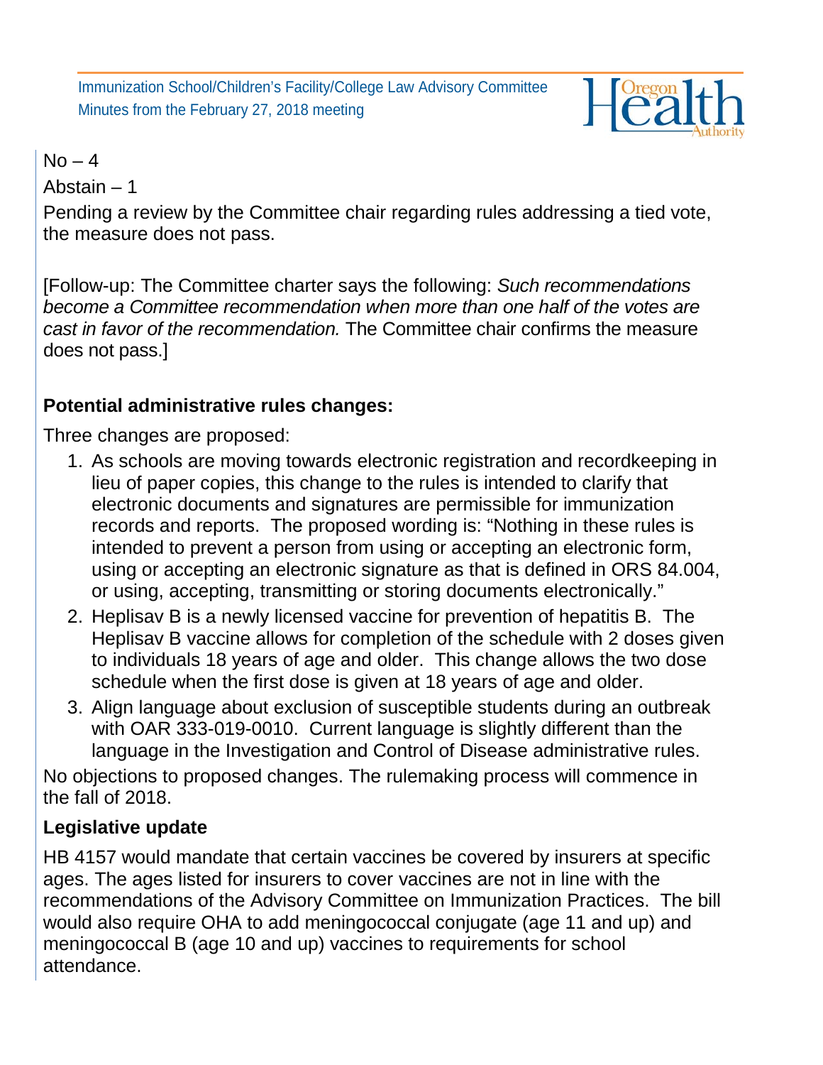No – 4

Abstain – 1

Pending a review by the Committee chair regarding rules addressing a tied vote, the measure does not pass.

[Follow-up: The Committee charter says the following: *Such recommendations become a Committee recommendation when more than one half of the votes are cast in favor of the recommendation.* The Committee chair confirms the measure does not pass.]

**Potential administrative rules changes:**

Three changes are proposed:

1. As schools are moving towards electronic registration and recordkeeping in lieu of paper copies, this change to the rules is intended to clarify that electronic documents and signatures are permissible for immunization records and reports. The proposed wording is: "Nothing in these rules is intended to prevent a person from using or accepting an electronic form, using or accepting an electronic signature as that is defined in ORS 84.004, or using, accepting, transmitting or storing documents electronically."
2. Heplisav B is a newly licensed vaccine for prevention of hepatitis B. The Heplisav B vaccine allows for completion of the schedule with 2 doses given to individuals 18 years of age and older. This change allows the two dose schedule when the first dose is given at 18 years of age and older.
3. Align language about exclusion of susceptible students during an outbreak with OAR 333-019-0010. Current language is slightly different than the language in the Investigation and Control of Disease administrative rules.

No objections to proposed changes. The rulemaking process will commence in the fall of 2018.

**Legislative update**

HB 4157 would mandate that certain vaccines be covered by insurers at specific ages. The ages listed for insurers to cover vaccines are not in line with the recommendations of the Advisory Committee on Immunization Practices. The bill would also require OHA to add meningococcal conjugate (age 11 and up) and meningococcal B (age 10 and up) vaccines to requirements for school attendance.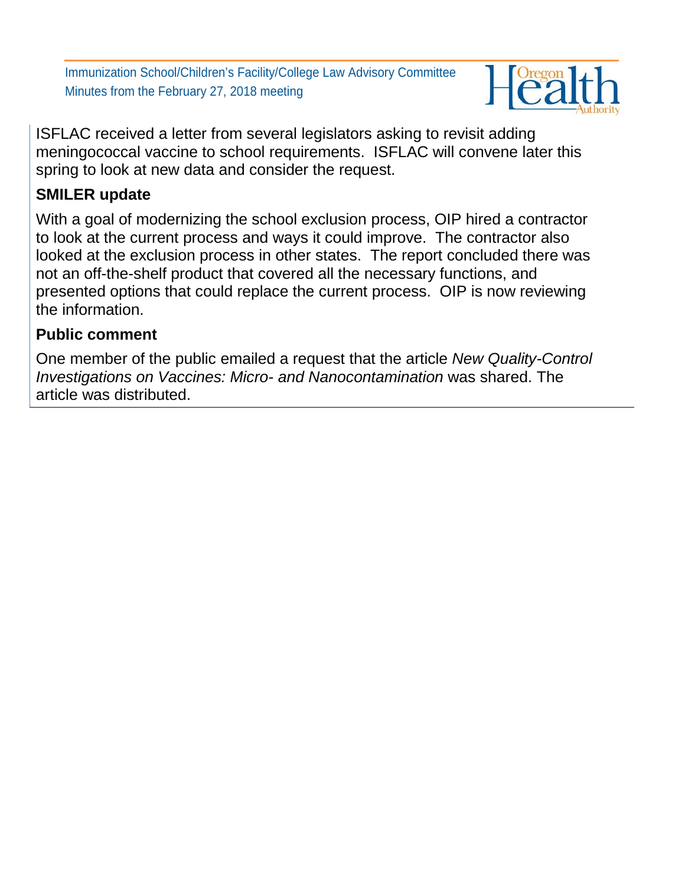ISFLAC received a letter from several legislators asking to revisit adding meningococcal vaccine to school requirements. ISFLAC will convene later this spring to look at new data and consider the request.

**SMILER update**

With a goal of modernizing the school exclusion process, OIP hired a contractor to look at the current process and ways it could improve. The contractor also looked at the exclusion process in other states. The report concluded there was not an off-the-shelf product that covered all the necessary functions, and presented options that could replace the current process. OIP is now reviewing the information.

**Public comment**

One member of the public emailed a request that the article *New Quality-Control Investigations on Vaccines: Micro- and Nanocontamination* was shared. The article was distributed.